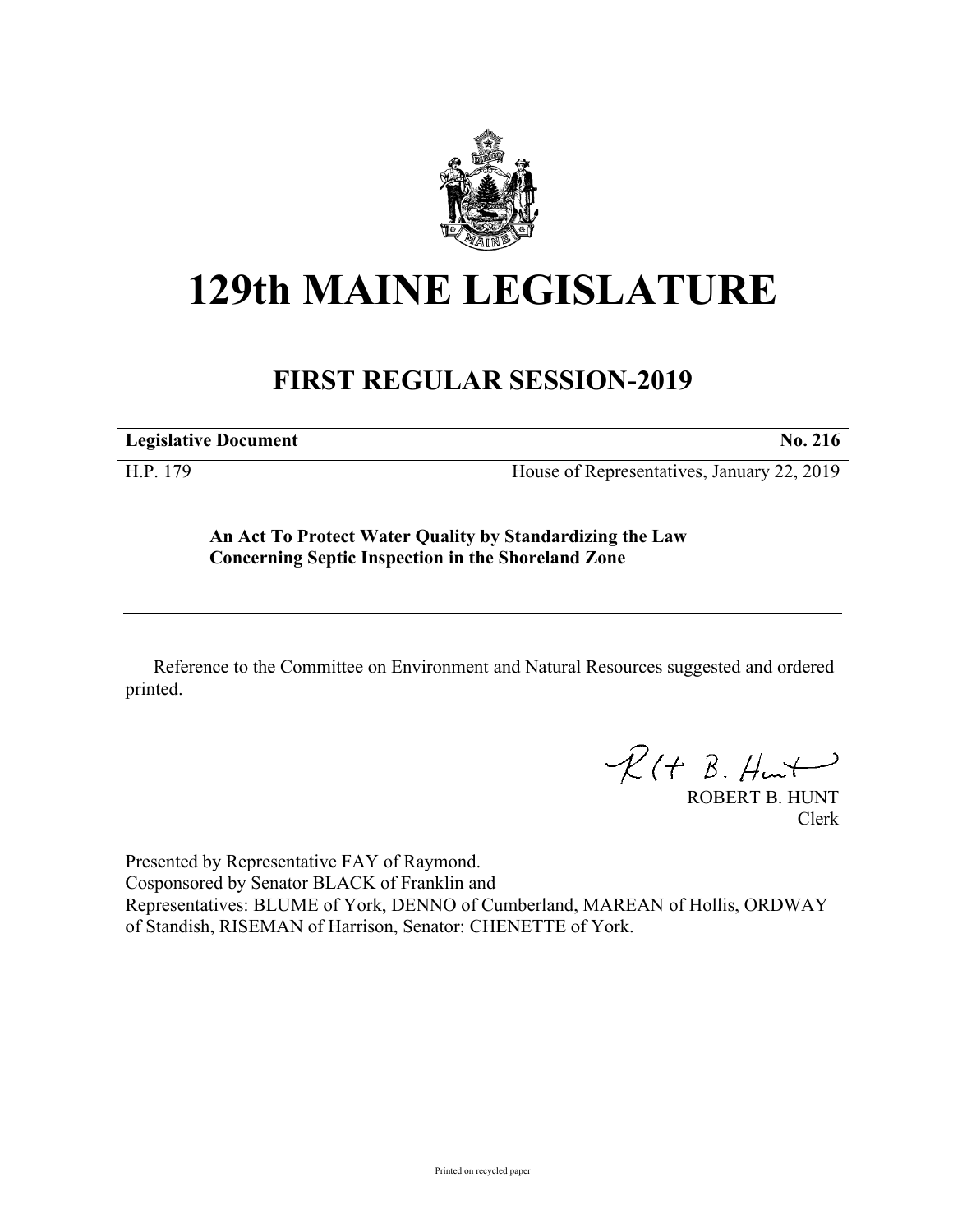# 129th MAINE LEGISLATURE

## FIRST REGULAR SESSION-2019

| **Legislative Document** | **No. 216** |
| --- | --- |
| H.P. 179 | House of Representatives, January 22, 2019 |

**An Act To Protect Water Quality by Standardizing the Law Concerning Septic Inspection in the Shoreland Zone**

Reference to the Committee on Environment and Natural Resources suggested and ordered printed.

ROBERT B. HUNT
Clerk

Presented by Representative FAY of Raymond.
Cosponsored by Senator BLACK of Franklin and
Representatives: BLUME of York, DENNO of Cumberland, MAREAN of Hollis, ORDWAY of Standish, RISEMAN of Harrison, Senator: CHENETTE of York.

Printed on recycled paper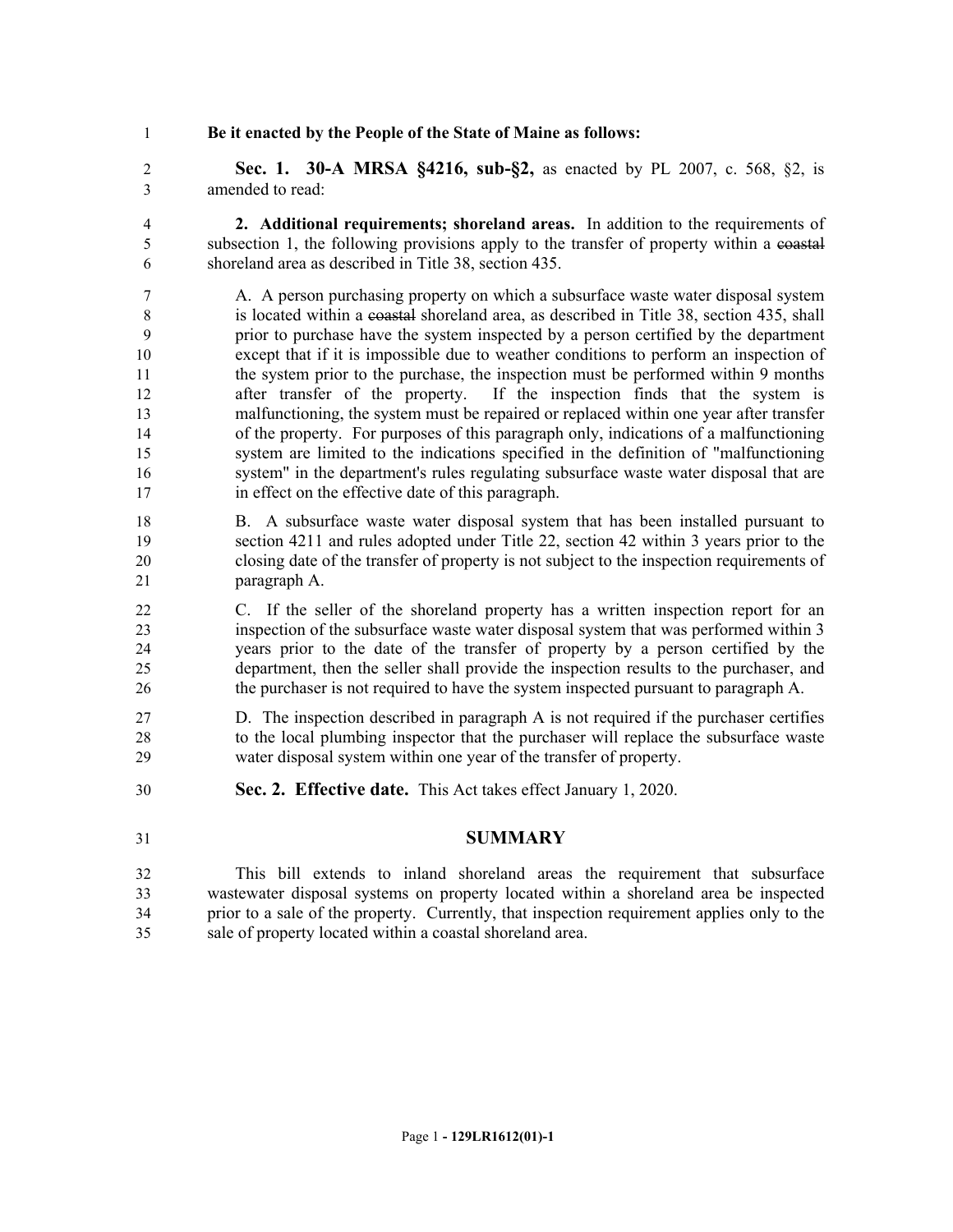**Be it enacted by the People of the State of Maine as follows:**

**Sec. 1. 30-A MRSA §4216, sub-§2,** as enacted by PL 2007, c. 568, §2, is amended to read:

**2. Additional requirements; shoreland areas.** In addition to the requirements of subsection 1, the following provisions apply to the transfer of property within a ~~coastal~~ shoreland area as described in Title 38, section 435.

A. A person purchasing property on which a subsurface waste water disposal system is located within a ~~coastal~~ shoreland area, as described in Title 38, section 435, shall prior to purchase have the system inspected by a person certified by the department except that if it is impossible due to weather conditions to perform an inspection of the system prior to the purchase, the inspection must be performed within 9 months after transfer of the property. If the inspection finds that the system is malfunctioning, the system must be repaired or replaced within one year after transfer of the property. For purposes of this paragraph only, indications of a malfunctioning system are limited to the indications specified in the definition of "malfunctioning system" in the department's rules regulating subsurface waste water disposal that are in effect on the effective date of this paragraph.

B. A subsurface waste water disposal system that has been installed pursuant to section 4211 and rules adopted under Title 22, section 42 within 3 years prior to the closing date of the transfer of property is not subject to the inspection requirements of paragraph A.

C. If the seller of the shoreland property has a written inspection report for an inspection of the subsurface waste water disposal system that was performed within 3 years prior to the date of the transfer of property by a person certified by the department, then the seller shall provide the inspection results to the purchaser, and the purchaser is not required to have the system inspected pursuant to paragraph A.

D. The inspection described in paragraph A is not required if the purchaser certifies to the local plumbing inspector that the purchaser will replace the subsurface waste water disposal system within one year of the transfer of property.

**Sec. 2. Effective date.** This Act takes effect January 1, 2020.

## SUMMARY

This bill extends to inland shoreland areas the requirement that subsurface wastewater disposal systems on property located within a shoreland area be inspected prior to a sale of the property. Currently, that inspection requirement applies only to the sale of property located within a coastal shoreland area.